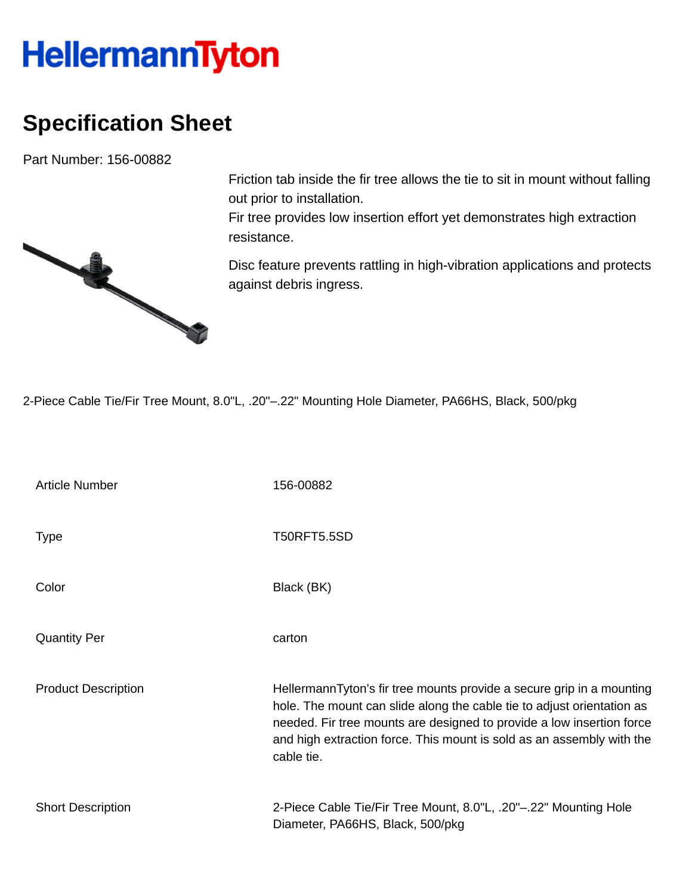# HellermannTyton

## Specification Sheet

Part Number: 156-00882

Friction tab inside the fir tree allows the tie to sit in mount without falling out prior to installation.
Fir tree provides low insertion effort yet demonstrates high extraction resistance.

Disc feature prevents rattling in high-vibration applications and protects against debris ingress.

2-Piece Cable Tie/Fir Tree Mount, 8.0"L, .20"–.22" Mounting Hole Diameter, PA66HS, Black, 500/pkg

| | |
|---|---|
| Article Number | 156-00882 |
| Type | T50RFT5.5SD |
| Color | Black (BK) |
| Quantity Per | carton |
| Product Description | HellermannTyton's fir tree mounts provide a secure grip in a mounting hole. The mount can slide along the cable tie to adjust orientation as needed. Fir tree mounts are designed to provide a low insertion force and high extraction force. This mount is sold as an assembly with the cable tie. |
| Short Description | 2-Piece Cable Tie/Fir Tree Mount, 8.0"L, .20"–.22" Mounting Hole Diameter, PA66HS, Black, 500/pkg |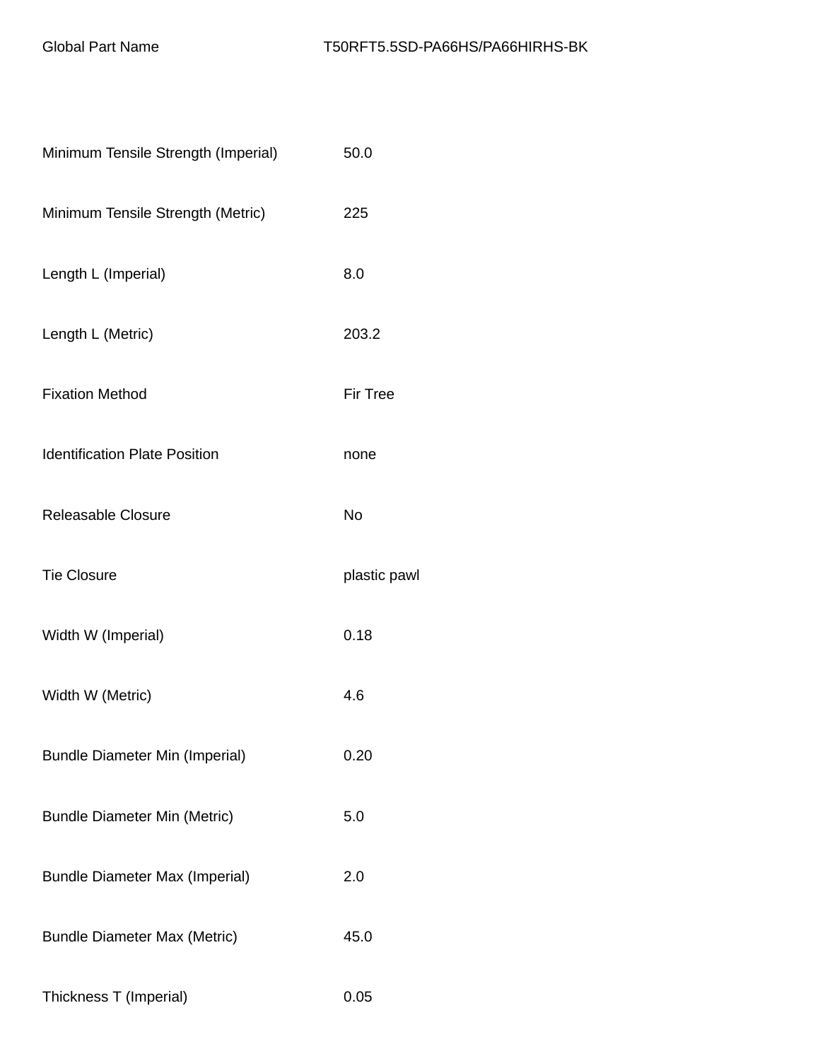| Global Part Name | T50RFT5.5SD-PA66HS/PA66HIRHS-BK |
| --- | --- |
| Minimum Tensile Strength (Imperial) | 50.0 |
| Minimum Tensile Strength (Metric) | 225 |
| Length L (Imperial) | 8.0 |
| Length L (Metric) | 203.2 |
| Fixation Method | Fir Tree |
| Identification Plate Position | none |
| Releasable Closure | No |
| Tie Closure | plastic pawl |
| Width W (Imperial) | 0.18 |
| Width W (Metric) | 4.6 |
| Bundle Diameter Min (Imperial) | 0.20 |
| Bundle Diameter Min (Metric) | 5.0 |
| Bundle Diameter Max (Imperial) | 2.0 |
| Bundle Diameter Max (Metric) | 45.0 |
| Thickness T (Imperial) | 0.05 |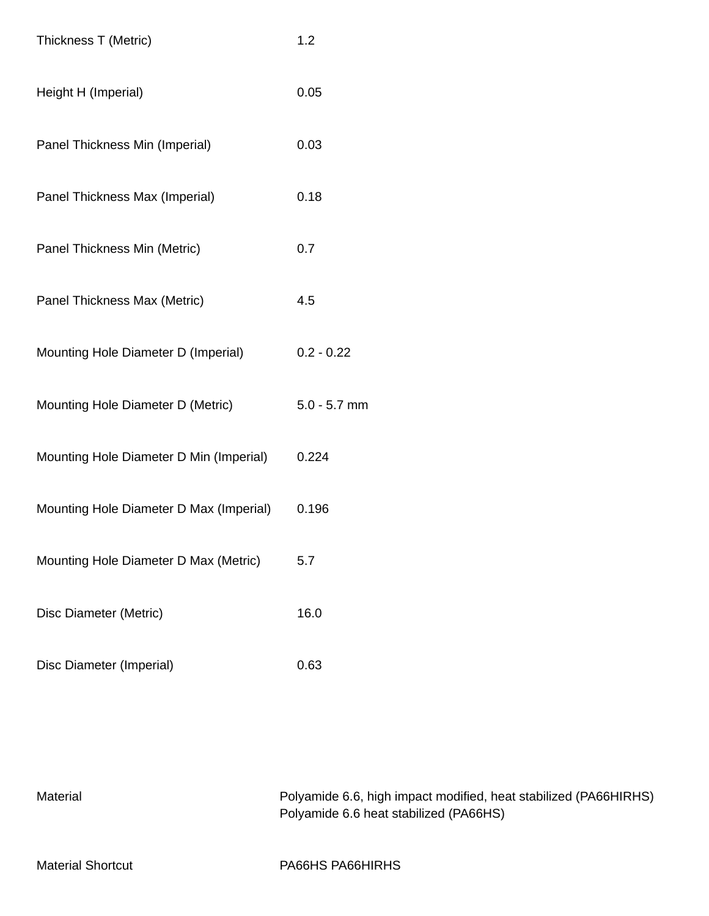| | |
|---|---|
| Thickness T (Metric) | 1.2 |
| Height H (Imperial) | 0.05 |
| Panel Thickness Min (Imperial) | 0.03 |
| Panel Thickness Max (Imperial) | 0.18 |
| Panel Thickness Min (Metric) | 0.7 |
| Panel Thickness Max (Metric) | 4.5 |
| Mounting Hole Diameter D (Imperial) | 0.2 - 0.22 |
| Mounting Hole Diameter D (Metric) | 5.0 - 5.7 mm |
| Mounting Hole Diameter D Min (Imperial) | 0.224 |
| Mounting Hole Diameter D Max (Imperial) | 0.196 |
| Mounting Hole Diameter D Max (Metric) | 5.7 |
| Disc Diameter (Metric) | 16.0 |
| Disc Diameter (Imperial) | 0.63 |

| | |
|---|---|
| Material | Polyamide 6.6, high impact modified, heat stabilized (PA66HIRHS)<br>Polyamide 6.6 heat stabilized (PA66HS) |
| Material Shortcut | PA66HS PA66HIRHS |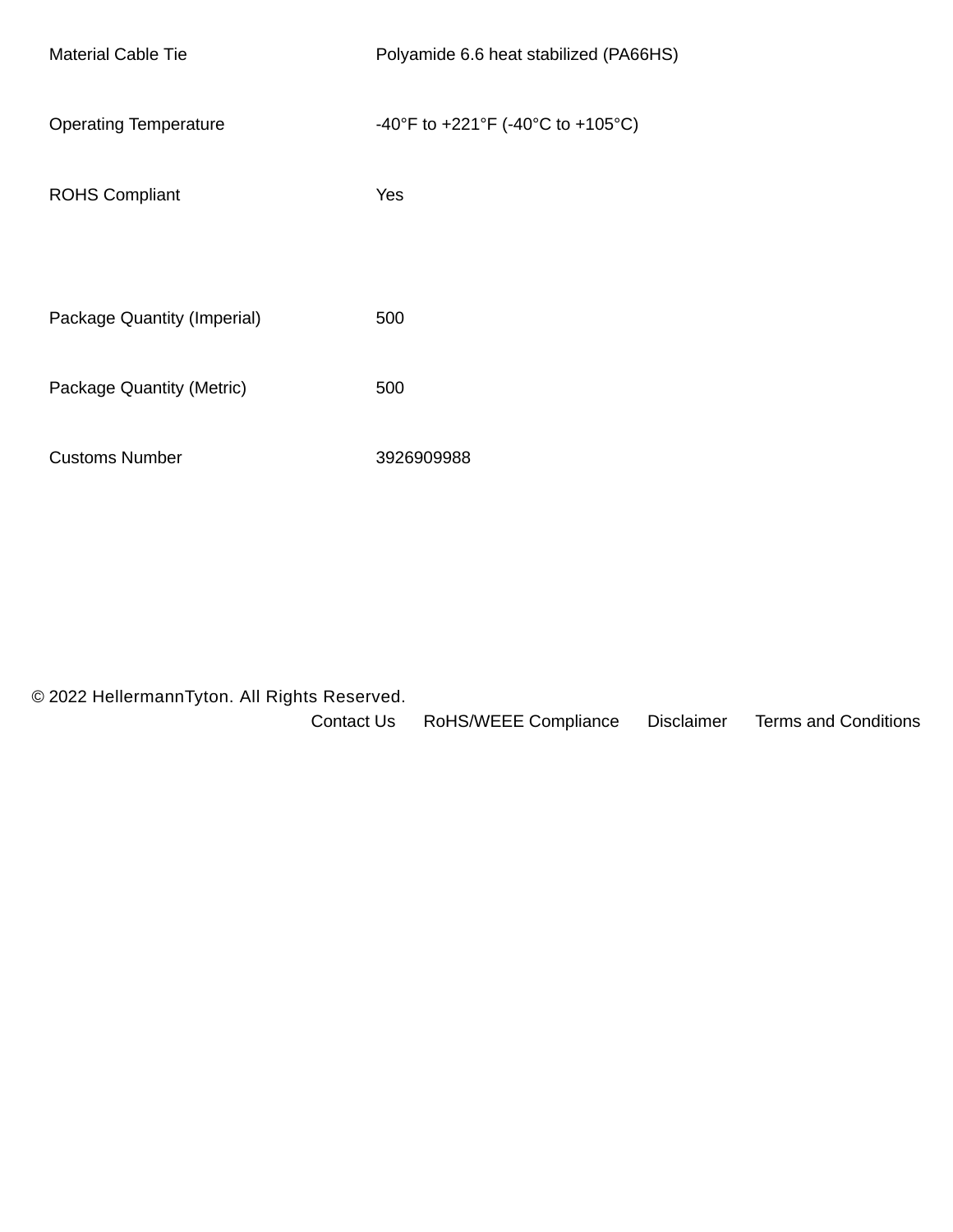| | |
|---|---|
| Material Cable Tie | Polyamide 6.6 heat stabilized (PA66HS) |
| Operating Temperature | -40°F to +221°F (-40°C to +105°C) |
| ROHS Compliant | Yes |

| | |
|---|---|
| Package Quantity (Imperial) | 500 |
| Package Quantity (Metric) | 500 |
| Customs Number | 3926909988 |

© 2022 HellermannTyton. All Rights Reserved.

Contact Us    RoHS/WEEE Compliance    Disclaimer    Terms and Conditions